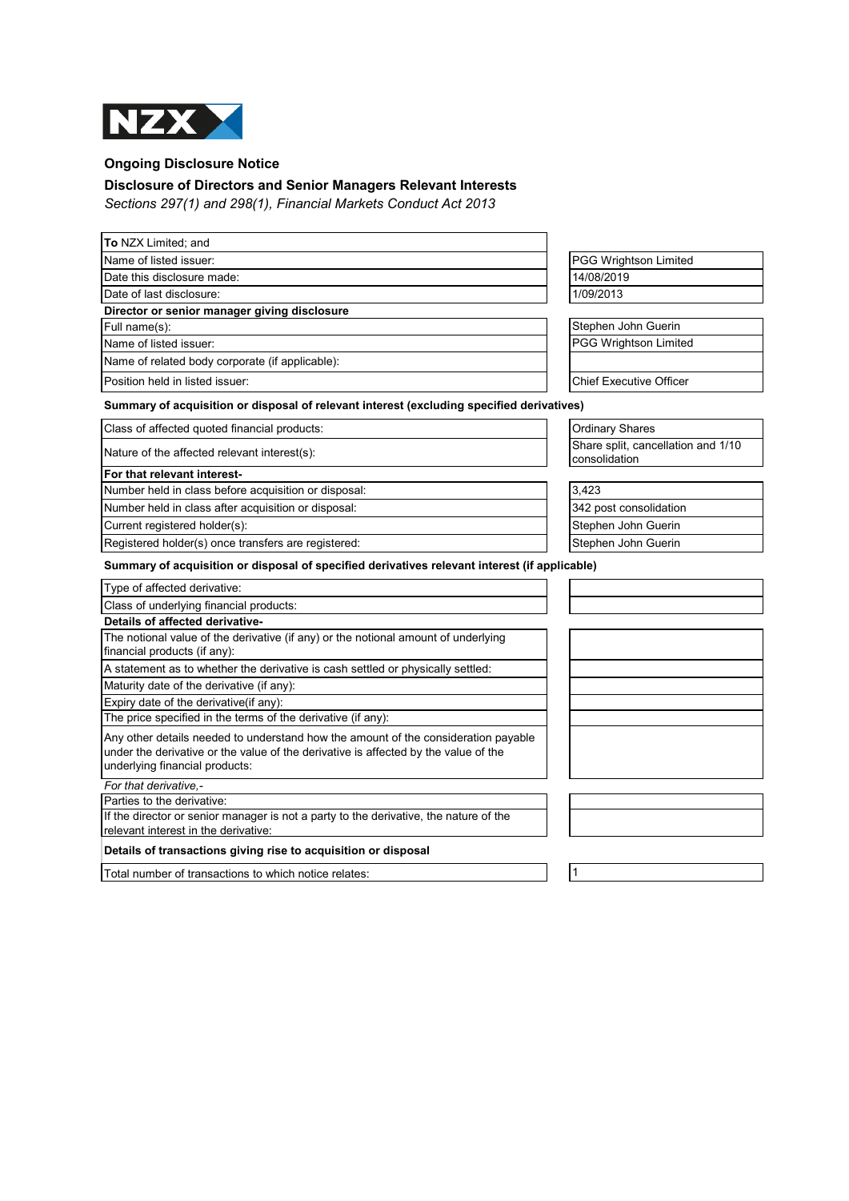NZX

## Ongoing Disclosure Notice

## Disclosure of Directors and Senior Managers Relevant Interests

*Sections 297(1) and 298(1), Financial Markets Conduct Act 2013*

| | |
|---|---|
| **To** NZX Limited; and | |
| Name of listed issuer: | PGG Wrightson Limited |
| Date this disclosure made: | 14/08/2019 |
| Date of last disclosure: | 1/09/2013 |
| **Director or senior manager giving disclosure** | |
| Full name(s): | Stephen John Guerin |
| Name of listed issuer: | PGG Wrightson Limited |
| Name of related body corporate (if applicable): | |
| Position held in listed issuer: | Chief Executive Officer |

**Summary of acquisition or disposal of relevant interest (excluding specified derivatives)**

| | |
|---|---|
| Class of affected quoted financial products: | Ordinary Shares |
| Nature of the affected relevant interest(s): | Share split, cancellation and 1/10 consolidation |
| **For that relevant interest-** | |
| Number held in class before acquisition or disposal: | 3,423 |
| Number held in class after acquisition or disposal: | 342 post consolidation |
| Current registered holder(s): | Stephen John Guerin |
| Registered holder(s) once transfers are registered: | Stephen John Guerin |

**Summary of acquisition or disposal of specified derivatives relevant interest (if applicable)**

| | |
|---|---|
| Type of affected derivative: | |
| Class of underlying financial products: | |
| **Details of affected derivative-** | |
| The notional value of the derivative (if any) or the notional amount of underlying financial products (if any): | |
| A statement as to whether the derivative is cash settled or physically settled: | |
| Maturity date of the derivative (if any): | |
| Expiry date of the derivative(if any): | |
| The price specified in the terms of the derivative (if any): | |
| Any other details needed to understand how the amount of the consideration payable under the derivative or the value of the derivative is affected by the value of the underlying financial products: | |
| *For that derivative,-* | |
| Parties to the derivative: | |
| If the director or senior manager is not a party to the derivative, the nature of the relevant interest in the derivative: | |

**Details of transactions giving rise to acquisition or disposal**

| | |
|---|---|
| Total number of transactions to which notice relates: | 1 |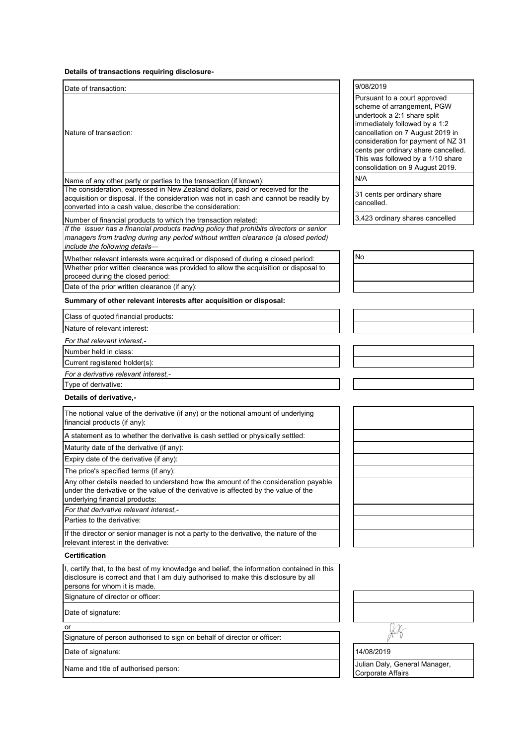**Details of transactions requiring disclosure-**

| | |
|---|---|
| Date of transaction: | 9/08/2019 |
| Nature of transaction: | Pursuant to a court approved scheme of arrangement, PGW undertook a 2:1 share split immediately followed by a 1:2 cancellation on 7 August 2019 in consideration for payment of NZ 31 cents per ordinary share cancelled. This was followed by a 1/10 share consolidation on 9 August 2019. |
| Name of any other party or parties to the transaction (if known): | N/A |
| The consideration, expressed in New Zealand dollars, paid or received for the acquisition or disposal. If the consideration was not in cash and cannot be readily by converted into a cash value, describe the consideration: | 31 cents per ordinary share cancelled. |
| Number of financial products to which the transaction related: | 3,423 ordinary shares cancelled |

*If the issuer has a financial products trading policy that prohibits directors or senior managers from trading during any period without written clearance (a closed period) include the following details—*

| | |
|---|---|
| Whether relevant interests were acquired or disposed of during a closed period: | No |
| Whether prior written clearance was provided to allow the acquisition or disposal to proceed during the closed period: | |
| Date of the prior written clearance (if any): | |

**Summary of other relevant interests after acquisition or disposal:**

| | |
|---|---|
| Class of quoted financial products: | |
| Nature of relevant interest: | |

*For that relevant interest,-*

| | |
|---|---|
| Number held in class: | |
| Current registered holder(s): | |

*For a derivative relevant interest,-*

| | |
|---|---|
| Type of derivative: | |

**Details of derivative,-**

| | |
|---|---|
| The notional value of the derivative (if any) or the notional amount of underlying financial products (if any): | |
| A statement as to whether the derivative is cash settled or physically settled: | |
| Maturity date of the derivative (if any): | |
| Expiry date of the derivative (if any): | |
| The price's specified terms (if any): | |
| Any other details needed to understand how the amount of the consideration payable under the derivative or the value of the derivative is affected by the value of the underlying financial products: | |
| *For that derivative relevant interest,-* | |
| Parties to the derivative: | |
| If the director or senior manager is not a party to the derivative, the nature of the relevant interest in the derivative: | |

**Certification**

I, certify that, to the best of my knowledge and belief, the information contained in this disclosure is correct and that I am duly authorised to make this disclosure by all persons for whom it is made.

| | |
|---|---|
| Signature of director or officer: | |
| Date of signature: | |

or

| | |
|---|---|
| Signature of person authorised to sign on behalf of director or officer: | [signature] |
| Date of signature: | 14/08/2019 |
| Name and title of authorised person: | Julian Daly, General Manager, Corporate Affairs |